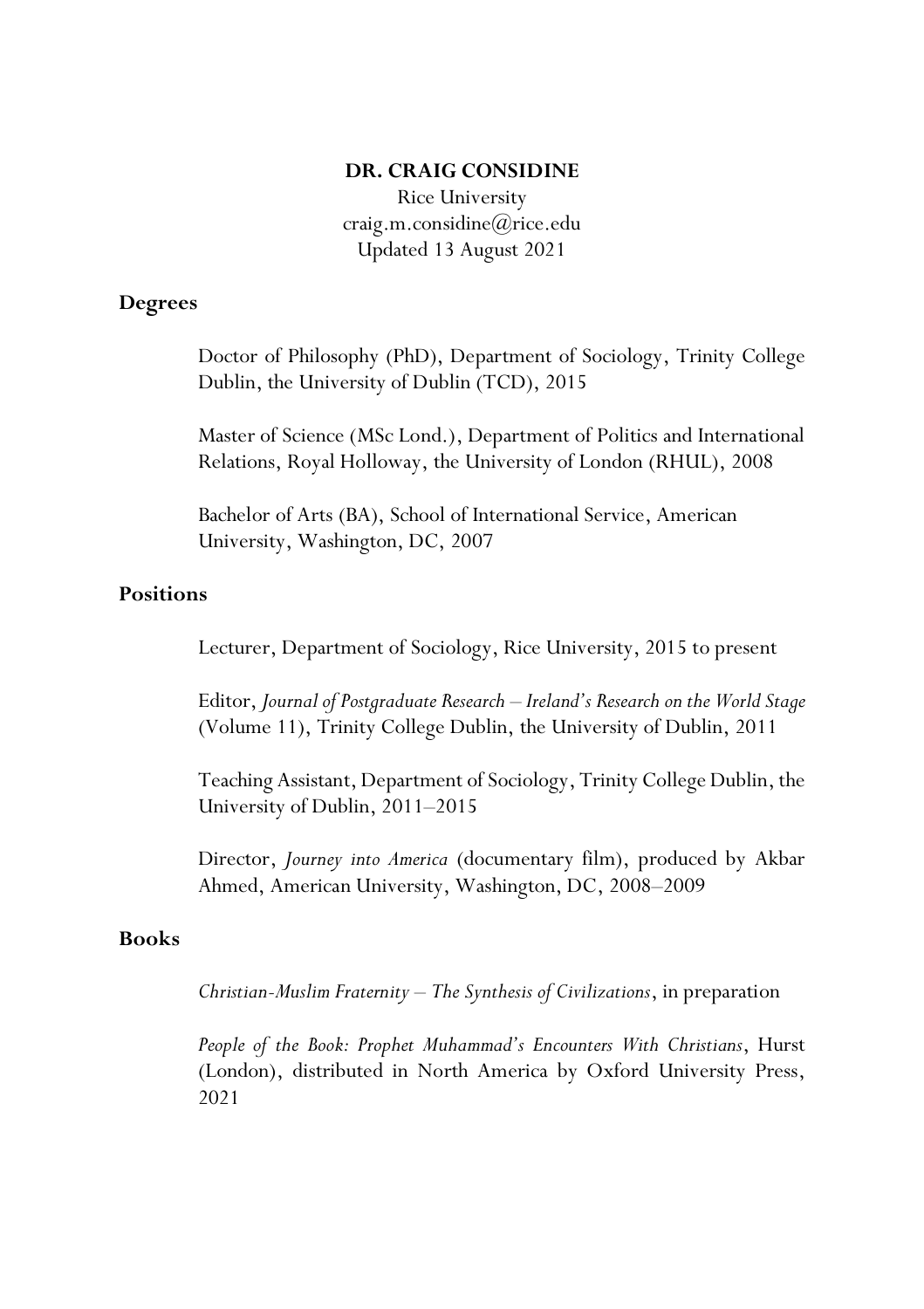# DR. CRAIG CONSIDINE

Rice University
craig.m.considine@rice.edu
Updated 13 August 2021

## Degrees

Doctor of Philosophy (PhD), Department of Sociology, Trinity College Dublin, the University of Dublin (TCD), 2015

Master of Science (MSc Lond.), Department of Politics and International Relations, Royal Holloway, the University of London (RHUL), 2008

Bachelor of Arts (BA), School of International Service, American University, Washington, DC, 2007

## Positions

Lecturer, Department of Sociology, Rice University, 2015 to present

Editor, *Journal of Postgraduate Research – Ireland's Research on the World Stage* (Volume 11), Trinity College Dublin, the University of Dublin, 2011

Teaching Assistant, Department of Sociology, Trinity College Dublin, the University of Dublin, 2011–2015

Director, *Journey into America* (documentary film), produced by Akbar Ahmed, American University, Washington, DC, 2008–2009

## Books

*Christian-Muslim Fraternity – The Synthesis of Civilizations*, in preparation

*People of the Book: Prophet Muhammad's Encounters With Christians*, Hurst (London), distributed in North America by Oxford University Press, 2021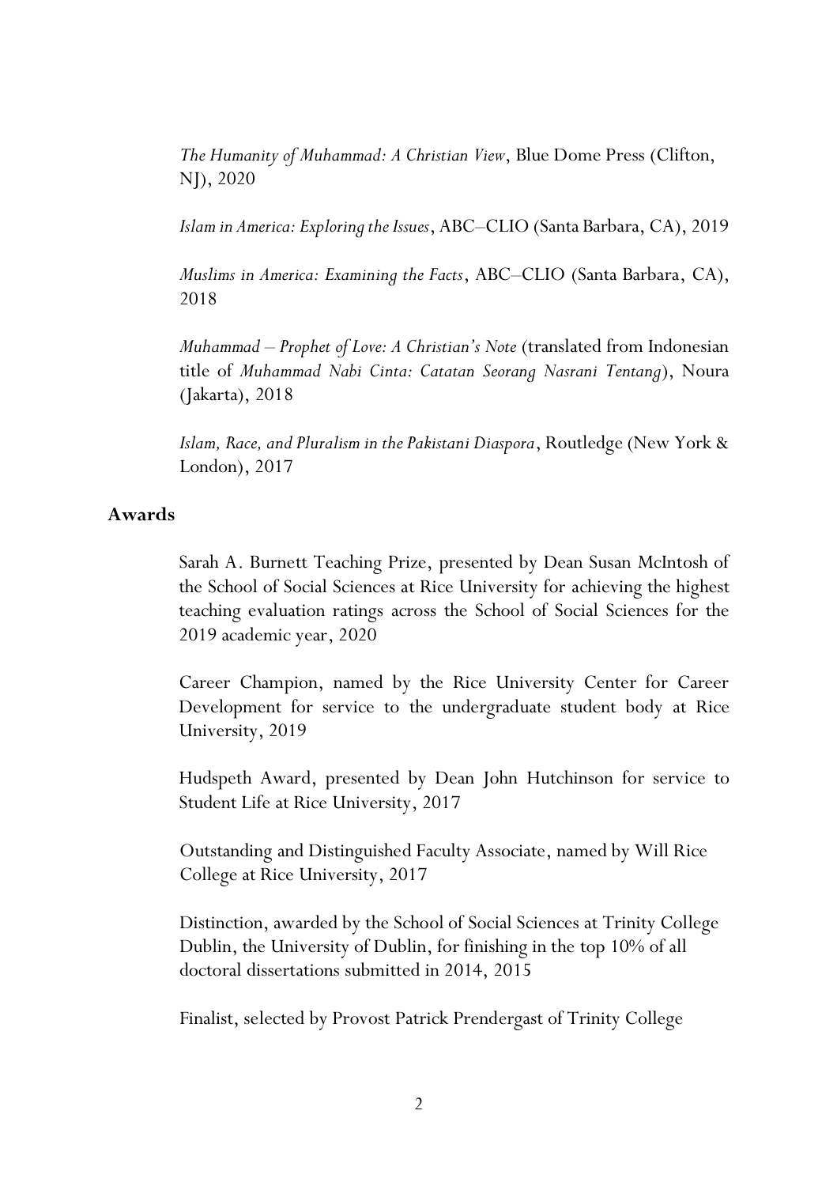*The Humanity of Muhammad: A Christian View*, Blue Dome Press (Clifton, NJ), 2020

*Islam in America: Exploring the Issues*, ABC–CLIO (Santa Barbara, CA), 2019

*Muslims in America: Examining the Facts*, ABC–CLIO (Santa Barbara, CA), 2018

*Muhammad – Prophet of Love: A Christian's Note* (translated from Indonesian title of *Muhammad Nabi Cinta: Catatan Seorang Nasrani Tentang*), Noura (Jakarta), 2018

*Islam, Race, and Pluralism in the Pakistani Diaspora*, Routledge (New York & London), 2017

## Awards

Sarah A. Burnett Teaching Prize, presented by Dean Susan McIntosh of the School of Social Sciences at Rice University for achieving the highest teaching evaluation ratings across the School of Social Sciences for the 2019 academic year, 2020

Career Champion, named by the Rice University Center for Career Development for service to the undergraduate student body at Rice University, 2019

Hudspeth Award, presented by Dean John Hutchinson for service to Student Life at Rice University, 2017

Outstanding and Distinguished Faculty Associate, named by Will Rice College at Rice University, 2017

Distinction, awarded by the School of Social Sciences at Trinity College Dublin, the University of Dublin, for finishing in the top 10% of all doctoral dissertations submitted in 2014, 2015

Finalist, selected by Provost Patrick Prendergast of Trinity College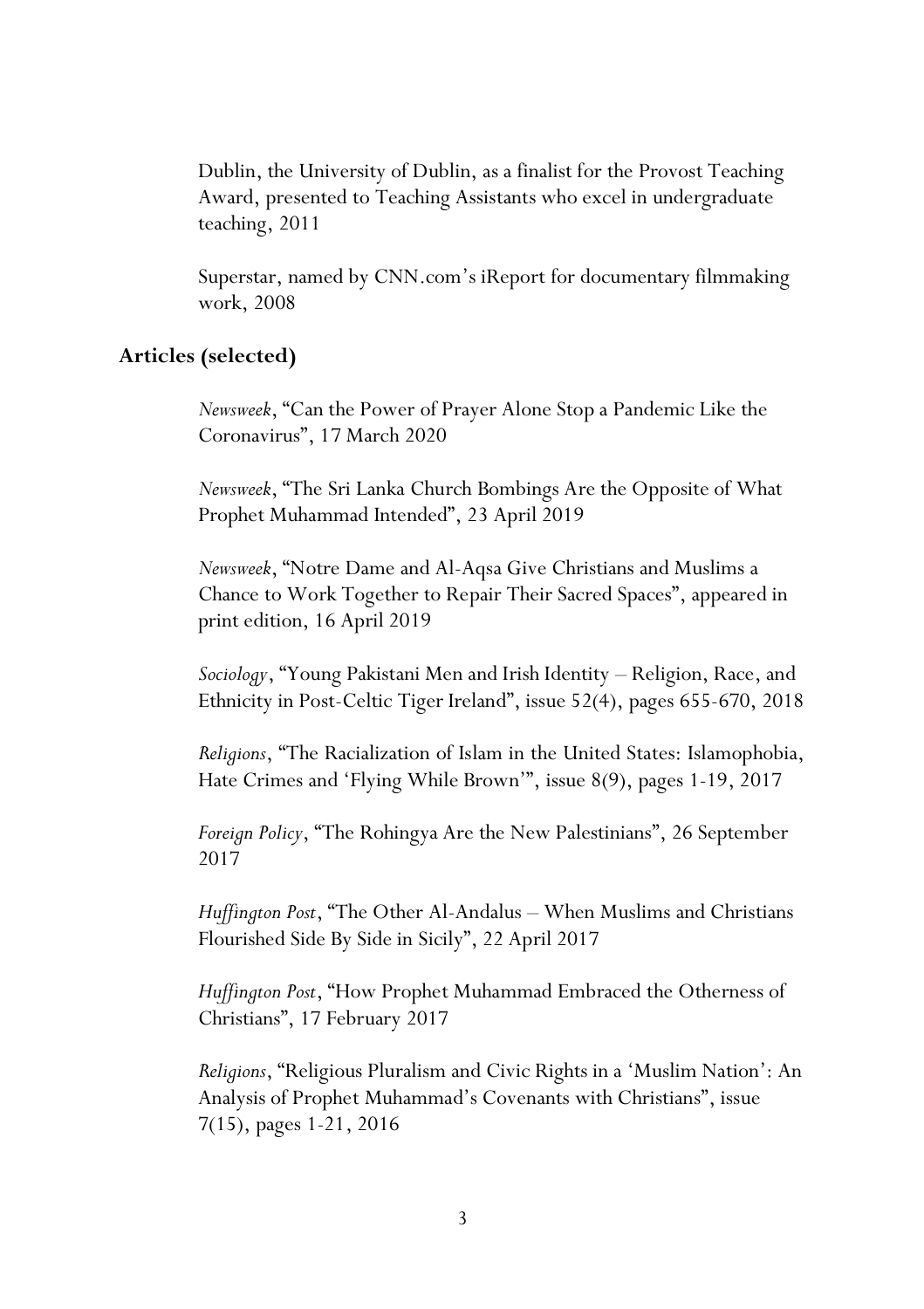Dublin, the University of Dublin, as a finalist for the Provost Teaching Award, presented to Teaching Assistants who excel in undergraduate teaching, 2011

Superstar, named by CNN.com's iReport for documentary filmmaking work, 2008

## Articles (selected)

*Newsweek*, "Can the Power of Prayer Alone Stop a Pandemic Like the Coronavirus", 17 March 2020

*Newsweek*, "The Sri Lanka Church Bombings Are the Opposite of What Prophet Muhammad Intended", 23 April 2019

*Newsweek*, "Notre Dame and Al-Aqsa Give Christians and Muslims a Chance to Work Together to Repair Their Sacred Spaces", appeared in print edition, 16 April 2019

*Sociology*, "Young Pakistani Men and Irish Identity – Religion, Race, and Ethnicity in Post-Celtic Tiger Ireland", issue 52(4), pages 655-670, 2018

*Religions*, "The Racialization of Islam in the United States: Islamophobia, Hate Crimes and 'Flying While Brown'", issue 8(9), pages 1-19, 2017

*Foreign Policy*, "The Rohingya Are the New Palestinians", 26 September 2017

*Huffington Post*, "The Other Al-Andalus – When Muslims and Christians Flourished Side By Side in Sicily", 22 April 2017

*Huffington Post*, "How Prophet Muhammad Embraced the Otherness of Christians", 17 February 2017

*Religions*, "Religious Pluralism and Civic Rights in a 'Muslim Nation': An Analysis of Prophet Muhammad's Covenants with Christians", issue 7(15), pages 1-21, 2016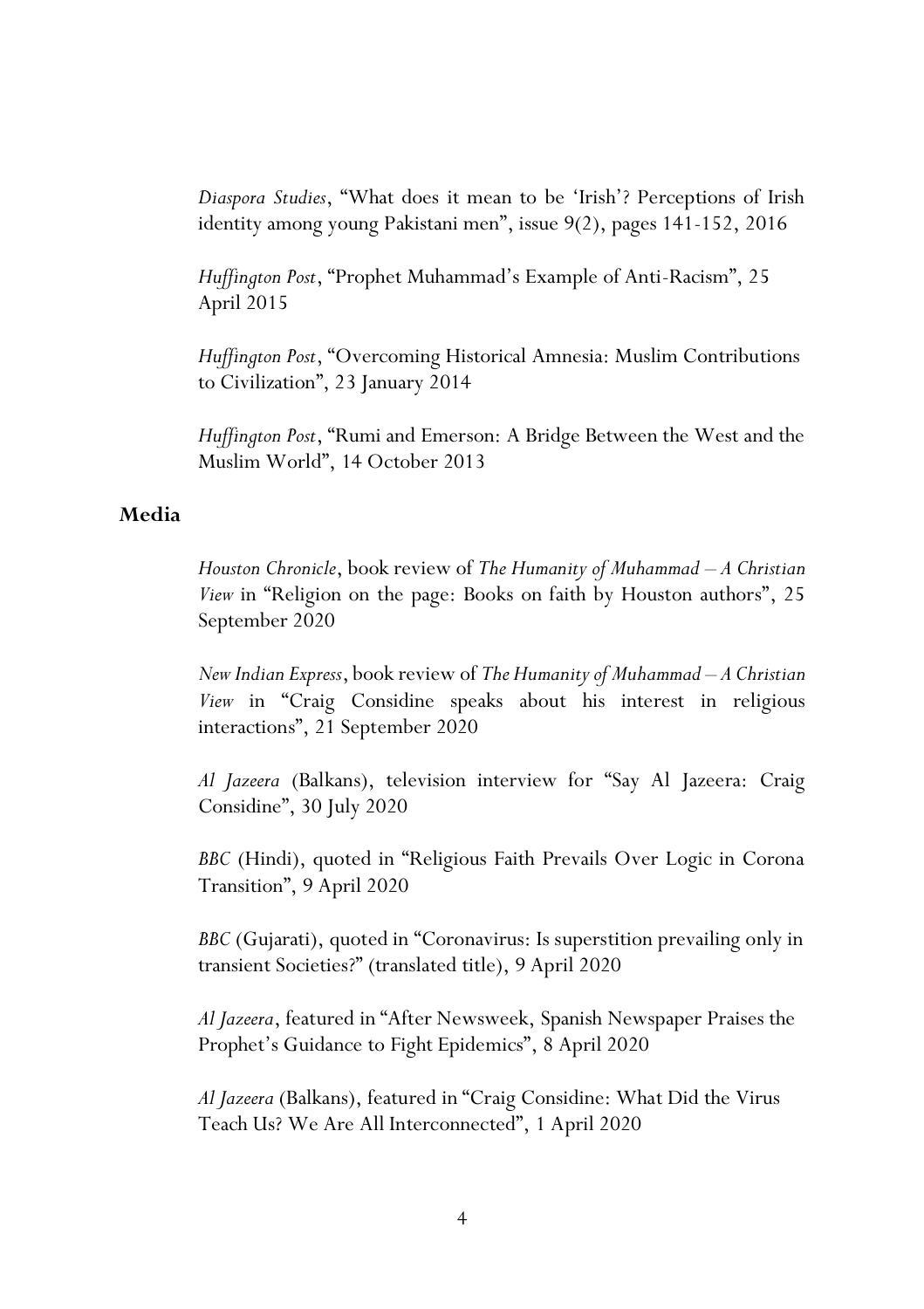*Diaspora Studies*, "What does it mean to be 'Irish'? Perceptions of Irish identity among young Pakistani men", issue 9(2), pages 141-152, 2016

*Huffington Post*, "Prophet Muhammad's Example of Anti-Racism", 25 April 2015

*Huffington Post*, "Overcoming Historical Amnesia: Muslim Contributions to Civilization", 23 January 2014

*Huffington Post*, "Rumi and Emerson: A Bridge Between the West and the Muslim World", 14 October 2013

## Media

*Houston Chronicle*, book review of *The Humanity of Muhammad – A Christian View* in "Religion on the page: Books on faith by Houston authors", 25 September 2020

*New Indian Express*, book review of *The Humanity of Muhammad – A Christian View* in "Craig Considine speaks about his interest in religious interactions", 21 September 2020

*Al Jazeera* (Balkans), television interview for "Say Al Jazeera: Craig Considine", 30 July 2020

*BBC* (Hindi), quoted in "Religious Faith Prevails Over Logic in Corona Transition", 9 April 2020

*BBC* (Gujarati), quoted in "Coronavirus: Is superstition prevailing only in transient Societies?" (translated title), 9 April 2020

*Al Jazeera*, featured in "After Newsweek, Spanish Newspaper Praises the Prophet's Guidance to Fight Epidemics", 8 April 2020

*Al Jazeera* (Balkans), featured in "Craig Considine: What Did the Virus Teach Us? We Are All Interconnected", 1 April 2020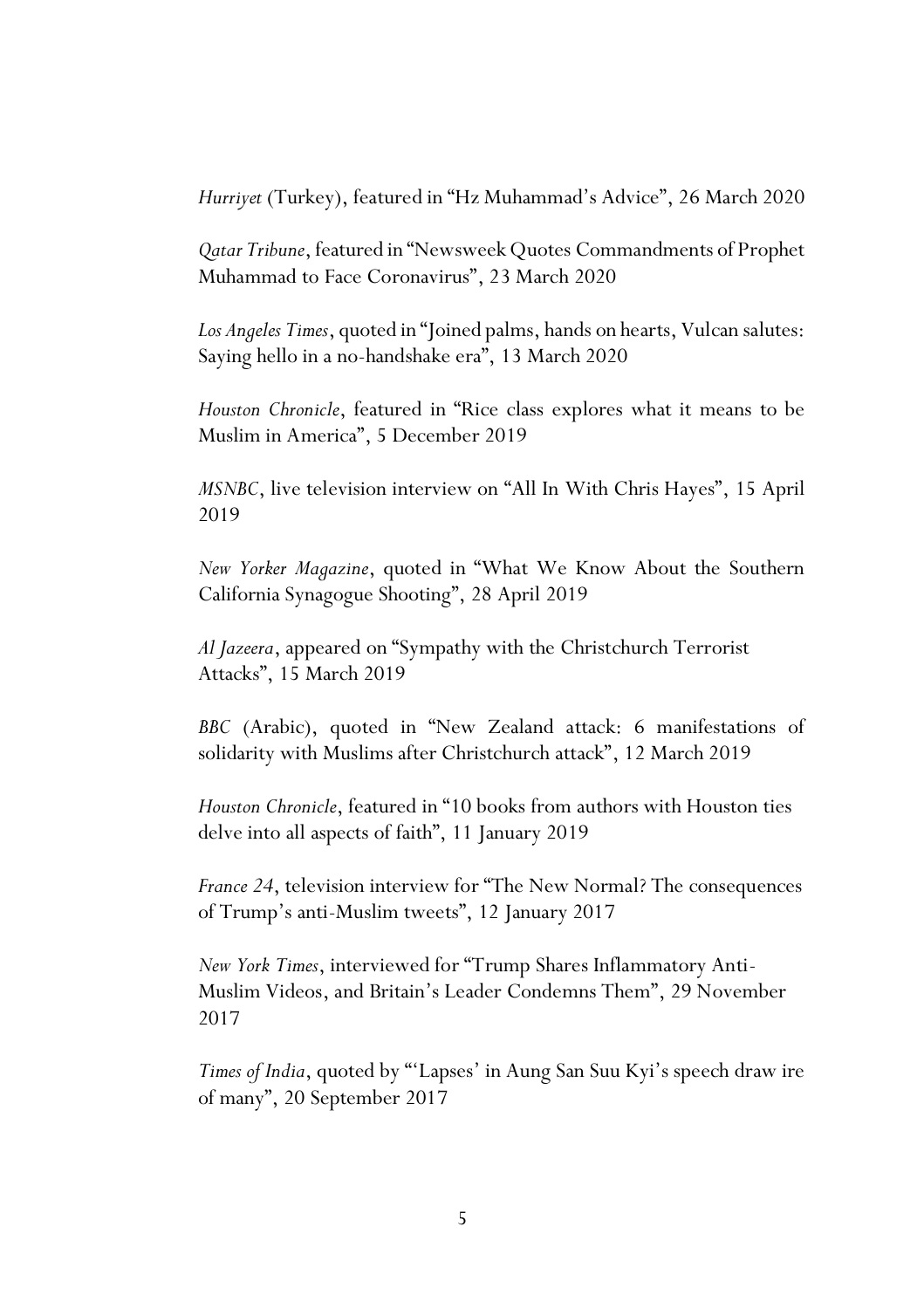*Hurriyet* (Turkey), featured in "Hz Muhammad's Advice", 26 March 2020

*Qatar Tribune*, featured in "Newsweek Quotes Commandments of Prophet Muhammad to Face Coronavirus", 23 March 2020

*Los Angeles Times*, quoted in "Joined palms, hands on hearts, Vulcan salutes: Saying hello in a no-handshake era", 13 March 2020

*Houston Chronicle*, featured in "Rice class explores what it means to be Muslim in America", 5 December 2019

*MSNBC*, live television interview on "All In With Chris Hayes", 15 April 2019

*New Yorker Magazine*, quoted in "What We Know About the Southern California Synagogue Shooting", 28 April 2019

*Al Jazeera*, appeared on "Sympathy with the Christchurch Terrorist Attacks", 15 March 2019

*BBC* (Arabic), quoted in "New Zealand attack: 6 manifestations of solidarity with Muslims after Christchurch attack", 12 March 2019

*Houston Chronicle*, featured in "10 books from authors with Houston ties delve into all aspects of faith", 11 January 2019

*France 24*, television interview for "The New Normal? The consequences of Trump's anti-Muslim tweets", 12 January 2017

*New York Times*, interviewed for "Trump Shares Inflammatory Anti-Muslim Videos, and Britain's Leader Condemns Them", 29 November 2017

*Times of India*, quoted by "'Lapses' in Aung San Suu Kyi's speech draw ire of many", 20 September 2017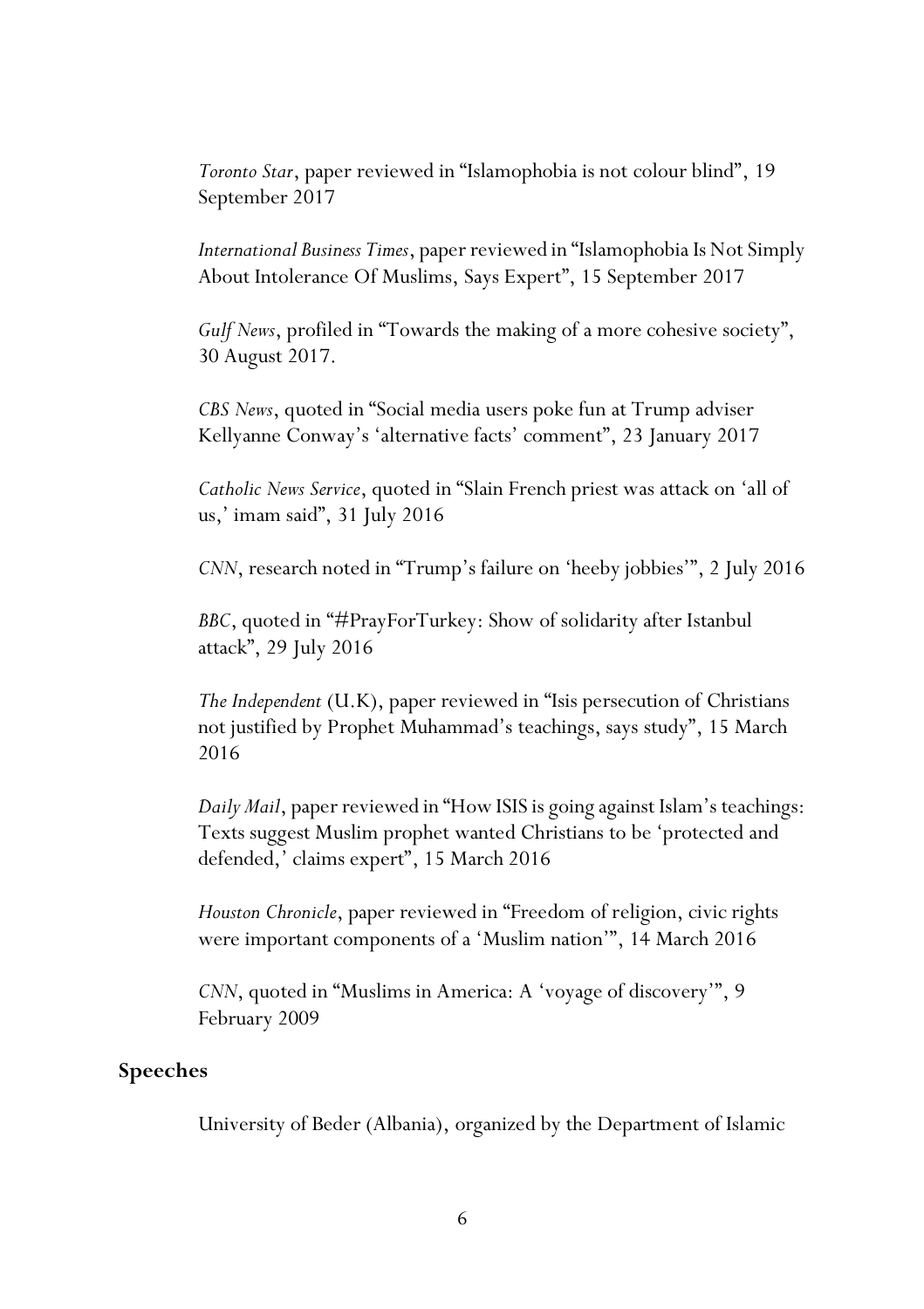*Toronto Star*, paper reviewed in "Islamophobia is not colour blind", 19 September 2017

*International Business Times*, paper reviewed in "Islamophobia Is Not Simply About Intolerance Of Muslims, Says Expert", 15 September 2017

*Gulf News*, profiled in "Towards the making of a more cohesive society", 30 August 2017.

*CBS News*, quoted in "Social media users poke fun at Trump adviser Kellyanne Conway's 'alternative facts' comment", 23 January 2017

*Catholic News Service*, quoted in "Slain French priest was attack on 'all of us,' imam said", 31 July 2016

*CNN*, research noted in "Trump's failure on 'heeby jobbies'", 2 July 2016

*BBC*, quoted in "#PrayForTurkey: Show of solidarity after Istanbul attack", 29 July 2016

*The Independent* (U.K), paper reviewed in "Isis persecution of Christians not justified by Prophet Muhammad's teachings, says study", 15 March 2016

*Daily Mail*, paper reviewed in "How ISIS is going against Islam's teachings: Texts suggest Muslim prophet wanted Christians to be 'protected and defended,' claims expert", 15 March 2016

*Houston Chronicle*, paper reviewed in "Freedom of religion, civic rights were important components of a 'Muslim nation'", 14 March 2016

*CNN*, quoted in "Muslims in America: A 'voyage of discovery'", 9 February 2009

## Speeches

University of Beder (Albania), organized by the Department of Islamic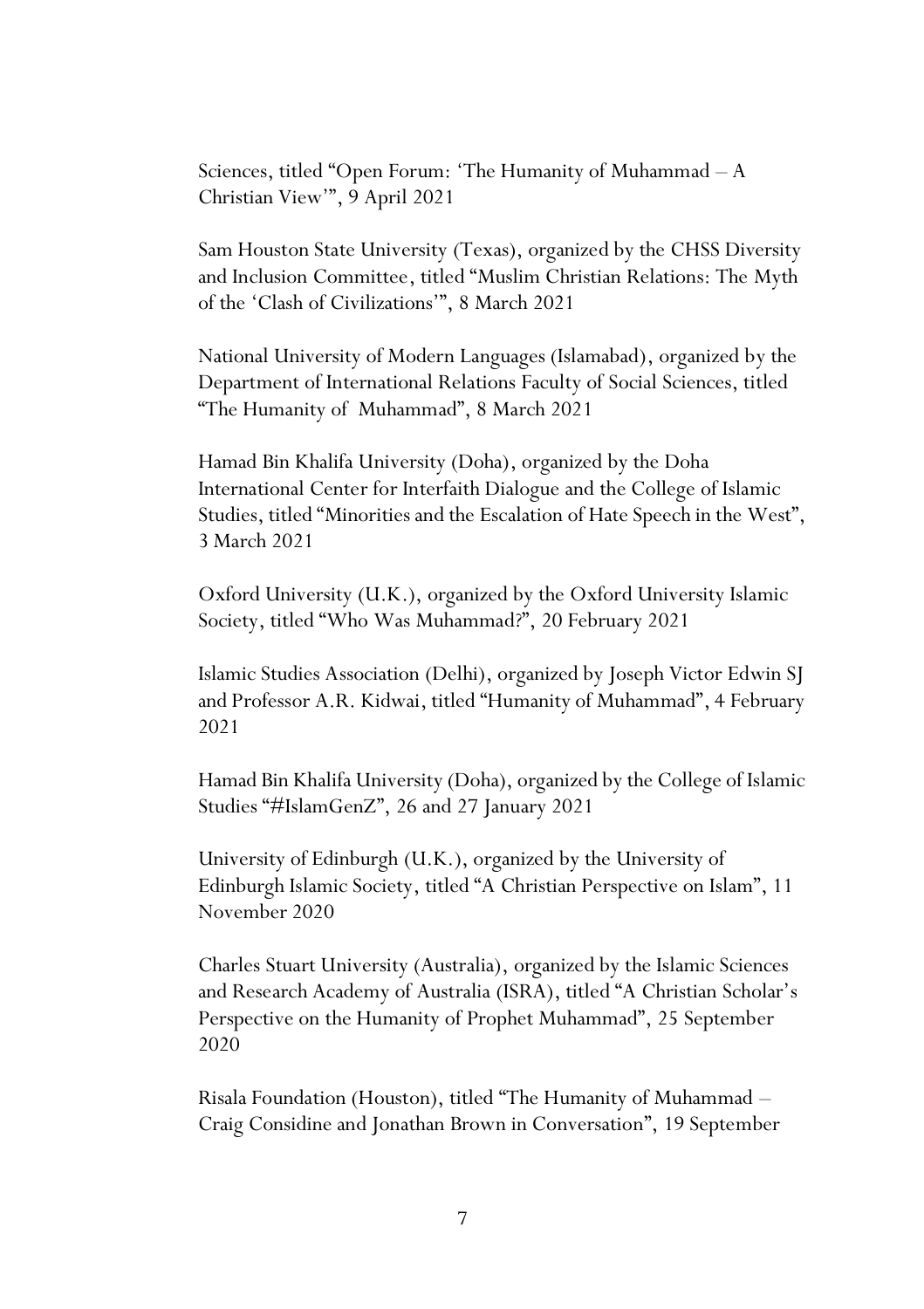Sciences, titled "Open Forum: 'The Humanity of Muhammad – A Christian View'", 9 April 2021

Sam Houston State University (Texas), organized by the CHSS Diversity and Inclusion Committee, titled "Muslim Christian Relations: The Myth of the 'Clash of Civilizations'", 8 March 2021

National University of Modern Languages (Islamabad), organized by the Department of International Relations Faculty of Social Sciences, titled "The Humanity of Muhammad", 8 March 2021

Hamad Bin Khalifa University (Doha), organized by the Doha International Center for Interfaith Dialogue and the College of Islamic Studies, titled "Minorities and the Escalation of Hate Speech in the West", 3 March 2021

Oxford University (U.K.), organized by the Oxford University Islamic Society, titled "Who Was Muhammad?", 20 February 2021

Islamic Studies Association (Delhi), organized by Joseph Victor Edwin SJ and Professor A.R. Kidwai, titled "Humanity of Muhammad", 4 February 2021

Hamad Bin Khalifa University (Doha), organized by the College of Islamic Studies "#IslamGenZ", 26 and 27 January 2021

University of Edinburgh (U.K.), organized by the University of Edinburgh Islamic Society, titled "A Christian Perspective on Islam", 11 November 2020

Charles Stuart University (Australia), organized by the Islamic Sciences and Research Academy of Australia (ISRA), titled "A Christian Scholar's Perspective on the Humanity of Prophet Muhammad", 25 September 2020

Risala Foundation (Houston), titled "The Humanity of Muhammad – Craig Considine and Jonathan Brown in Conversation", 19 September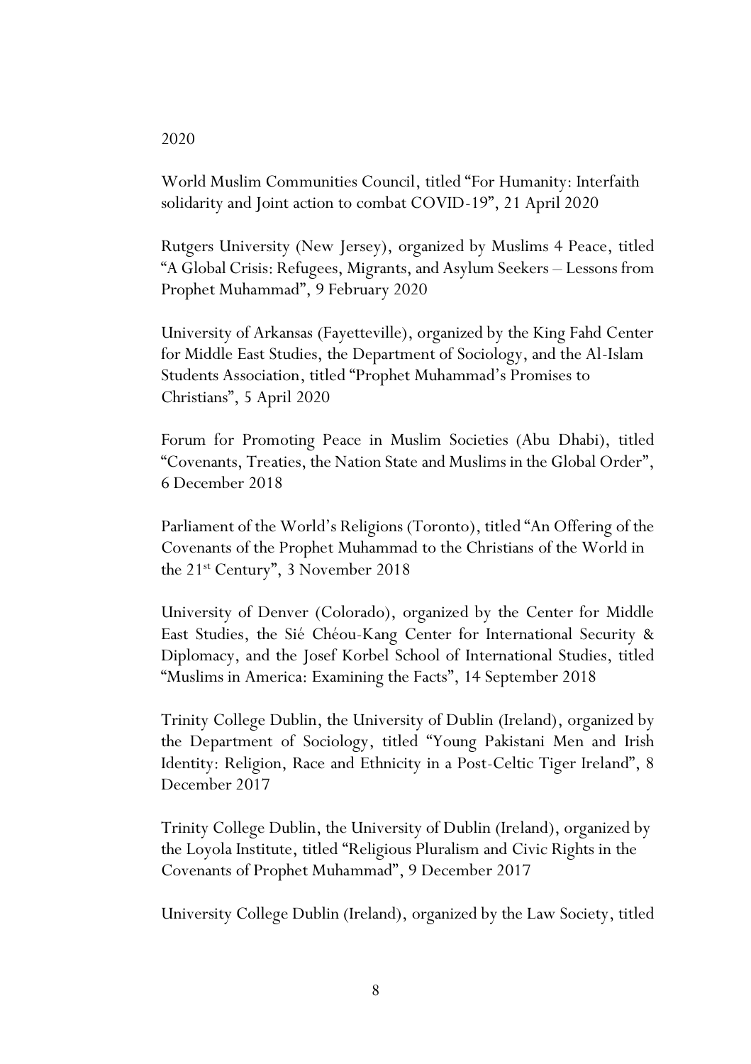2020

World Muslim Communities Council, titled "For Humanity: Interfaith solidarity and Joint action to combat COVID-19", 21 April 2020

Rutgers University (New Jersey), organized by Muslims 4 Peace, titled "A Global Crisis: Refugees, Migrants, and Asylum Seekers – Lessons from Prophet Muhammad", 9 February 2020

University of Arkansas (Fayetteville), organized by the King Fahd Center for Middle East Studies, the Department of Sociology, and the Al-Islam Students Association, titled "Prophet Muhammad's Promises to Christians", 5 April 2020

Forum for Promoting Peace in Muslim Societies (Abu Dhabi), titled "Covenants, Treaties, the Nation State and Muslims in the Global Order", 6 December 2018

Parliament of the World's Religions (Toronto), titled "An Offering of the Covenants of the Prophet Muhammad to the Christians of the World in the 21st Century", 3 November 2018

University of Denver (Colorado), organized by the Center for Middle East Studies, the Sié Chéou-Kang Center for International Security & Diplomacy, and the Josef Korbel School of International Studies, titled "Muslims in America: Examining the Facts", 14 September 2018

Trinity College Dublin, the University of Dublin (Ireland), organized by the Department of Sociology, titled "Young Pakistani Men and Irish Identity: Religion, Race and Ethnicity in a Post-Celtic Tiger Ireland", 8 December 2017

Trinity College Dublin, the University of Dublin (Ireland), organized by the Loyola Institute, titled "Religious Pluralism and Civic Rights in the Covenants of Prophet Muhammad", 9 December 2017

University College Dublin (Ireland), organized by the Law Society, titled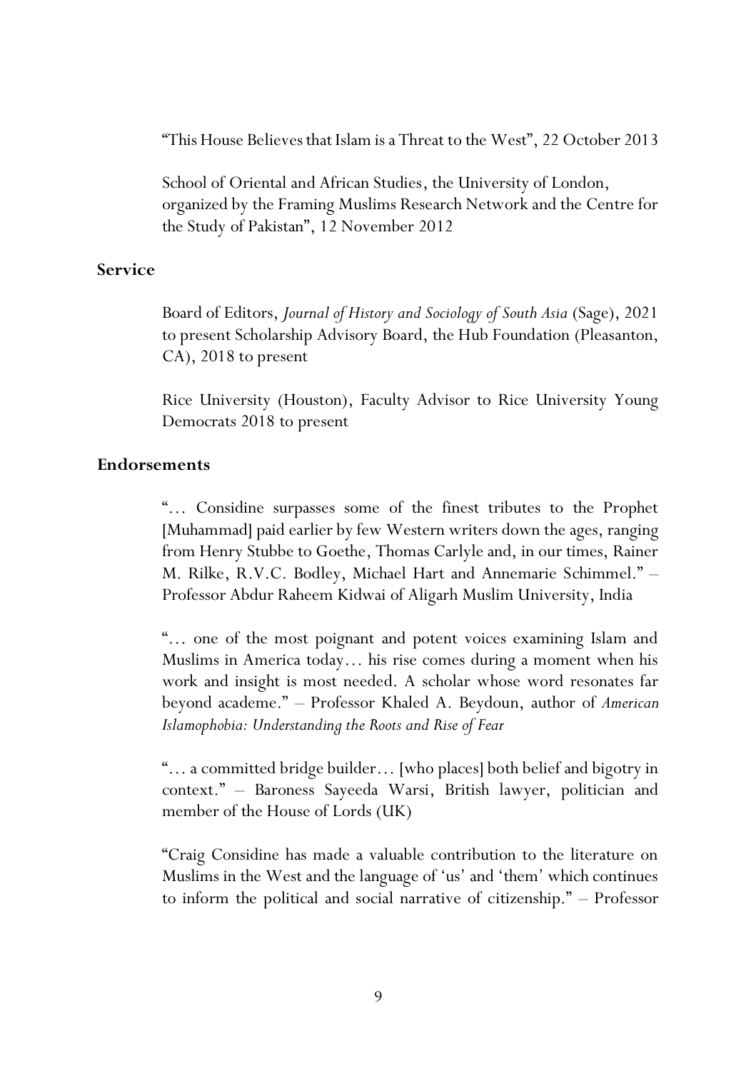"This House Believes that Islam is a Threat to the West", 22 October 2013

School of Oriental and African Studies, the University of London, organized by the Framing Muslims Research Network and the Centre for the Study of Pakistan", 12 November 2012

## Service

Board of Editors, *Journal of History and Sociology of South Asia* (Sage), 2021 to present Scholarship Advisory Board, the Hub Foundation (Pleasanton, CA), 2018 to present

Rice University (Houston), Faculty Advisor to Rice University Young Democrats 2018 to present

## Endorsements

"… Considine surpasses some of the finest tributes to the Prophet [Muhammad] paid earlier by few Western writers down the ages, ranging from Henry Stubbe to Goethe, Thomas Carlyle and, in our times, Rainer M. Rilke, R.V.C. Bodley, Michael Hart and Annemarie Schimmel." – Professor Abdur Raheem Kidwai of Aligarh Muslim University, India

"… one of the most poignant and potent voices examining Islam and Muslims in America today… his rise comes during a moment when his work and insight is most needed. A scholar whose word resonates far beyond academe." – Professor Khaled A. Beydoun, author of *American Islamophobia: Understanding the Roots and Rise of Fear*

"… a committed bridge builder… [who places] both belief and bigotry in context." – Baroness Sayeeda Warsi, British lawyer, politician and member of the House of Lords (UK)

"Craig Considine has made a valuable contribution to the literature on Muslims in the West and the language of 'us' and 'them' which continues to inform the political and social narrative of citizenship." – Professor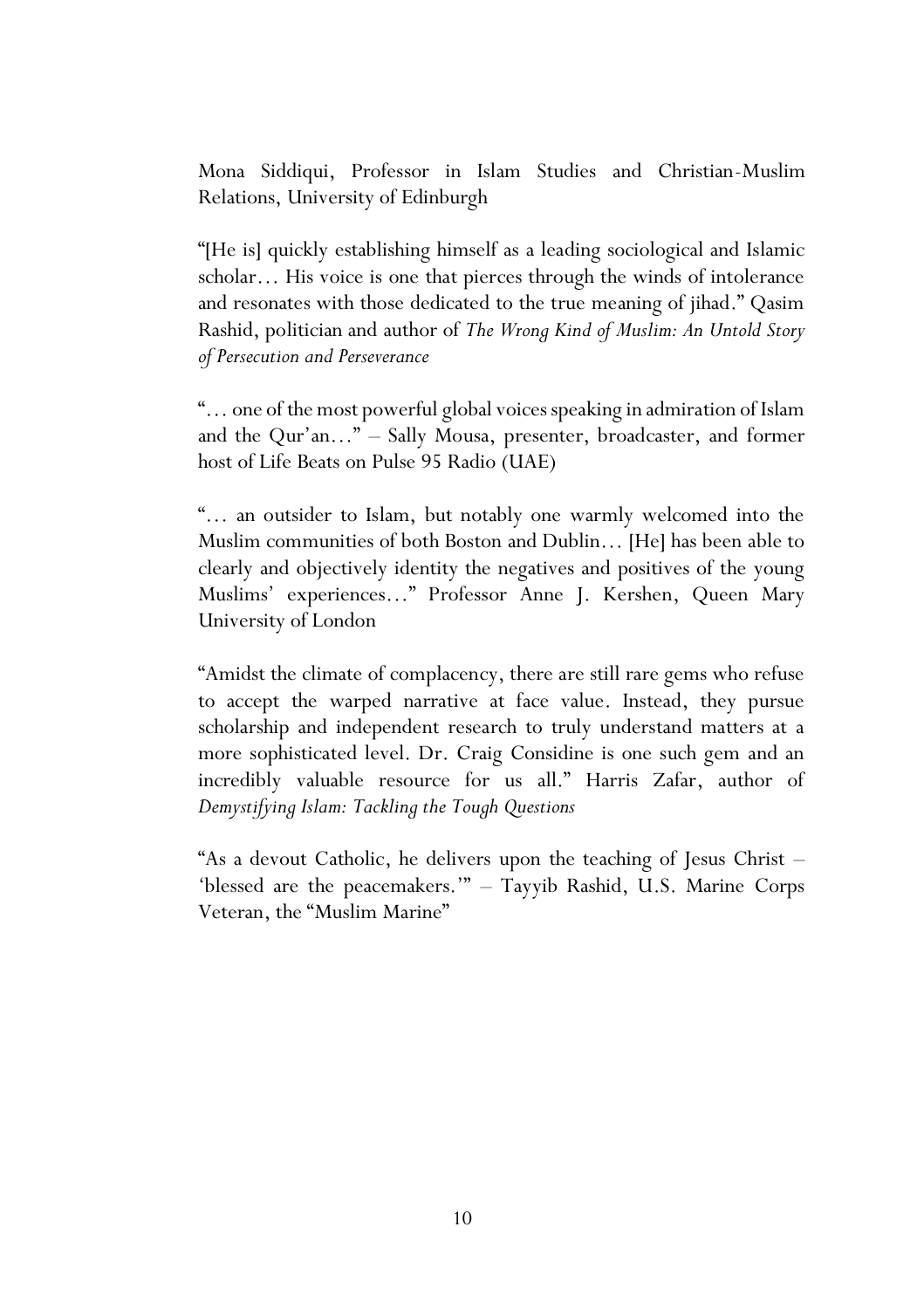Mona Siddiqui, Professor in Islam Studies and Christian-Muslim Relations, University of Edinburgh

"[He is] quickly establishing himself as a leading sociological and Islamic scholar… His voice is one that pierces through the winds of intolerance and resonates with those dedicated to the true meaning of jihad." Qasim Rashid, politician and author of *The Wrong Kind of Muslim: An Untold Story of Persecution and Perseverance*

"… one of the most powerful global voices speaking in admiration of Islam and the Qur'an…" – Sally Mousa, presenter, broadcaster, and former host of Life Beats on Pulse 95 Radio (UAE)

"… an outsider to Islam, but notably one warmly welcomed into the Muslim communities of both Boston and Dublin… [He] has been able to clearly and objectively identity the negatives and positives of the young Muslims' experiences…" Professor Anne J. Kershen, Queen Mary University of London

"Amidst the climate of complacency, there are still rare gems who refuse to accept the warped narrative at face value. Instead, they pursue scholarship and independent research to truly understand matters at a more sophisticated level. Dr. Craig Considine is one such gem and an incredibly valuable resource for us all." Harris Zafar, author of *Demystifying Islam: Tackling the Tough Questions*

"As a devout Catholic, he delivers upon the teaching of Jesus Christ – 'blessed are the peacemakers.'" – Tayyib Rashid, U.S. Marine Corps Veteran, the "Muslim Marine"